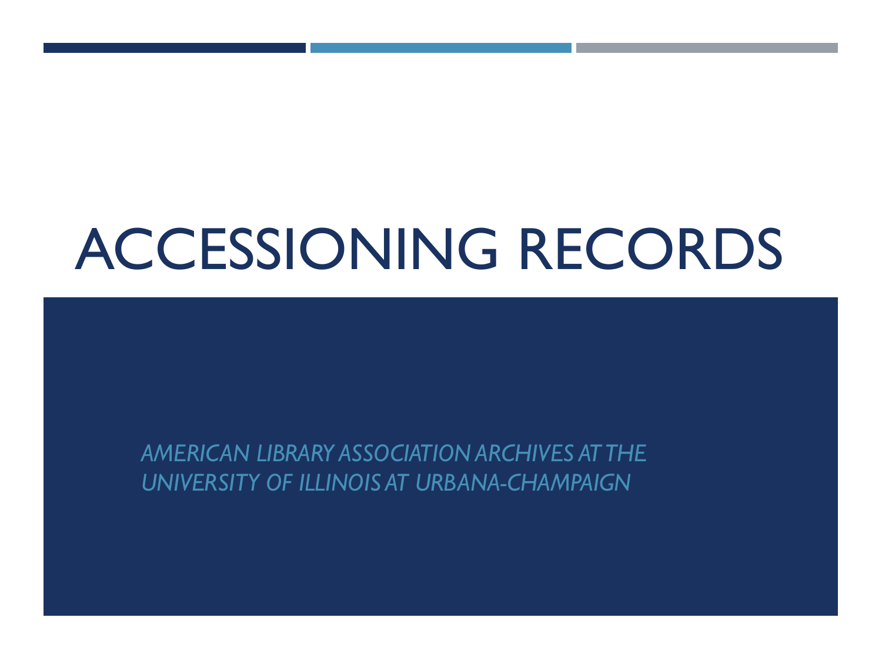# ACCESSIONING RECORDS

*AMERICAN LIBRARY ASSOCIATION ARCHIVES AT THE UNIVERSITY OF ILLINOIS AT URBANA-CHAMPAIGN*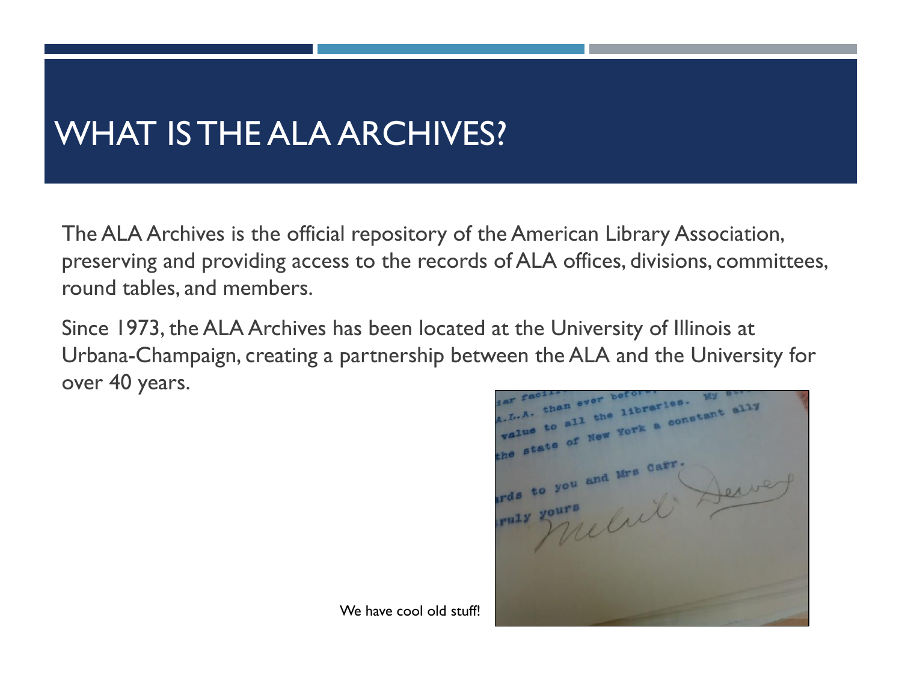# WHAT IS THE ALA ARCHIVES?

The ALA Archives is the official repository of the American Library Association, preserving and providing access to the records of ALA offices, divisions, committees, round tables, and members.

Since 1973, the ALA Archives has been located at the University of Illinois at Urbana-Champaign, creating a partnership between the ALA and the University for over 40 years.

We have cool old stuff!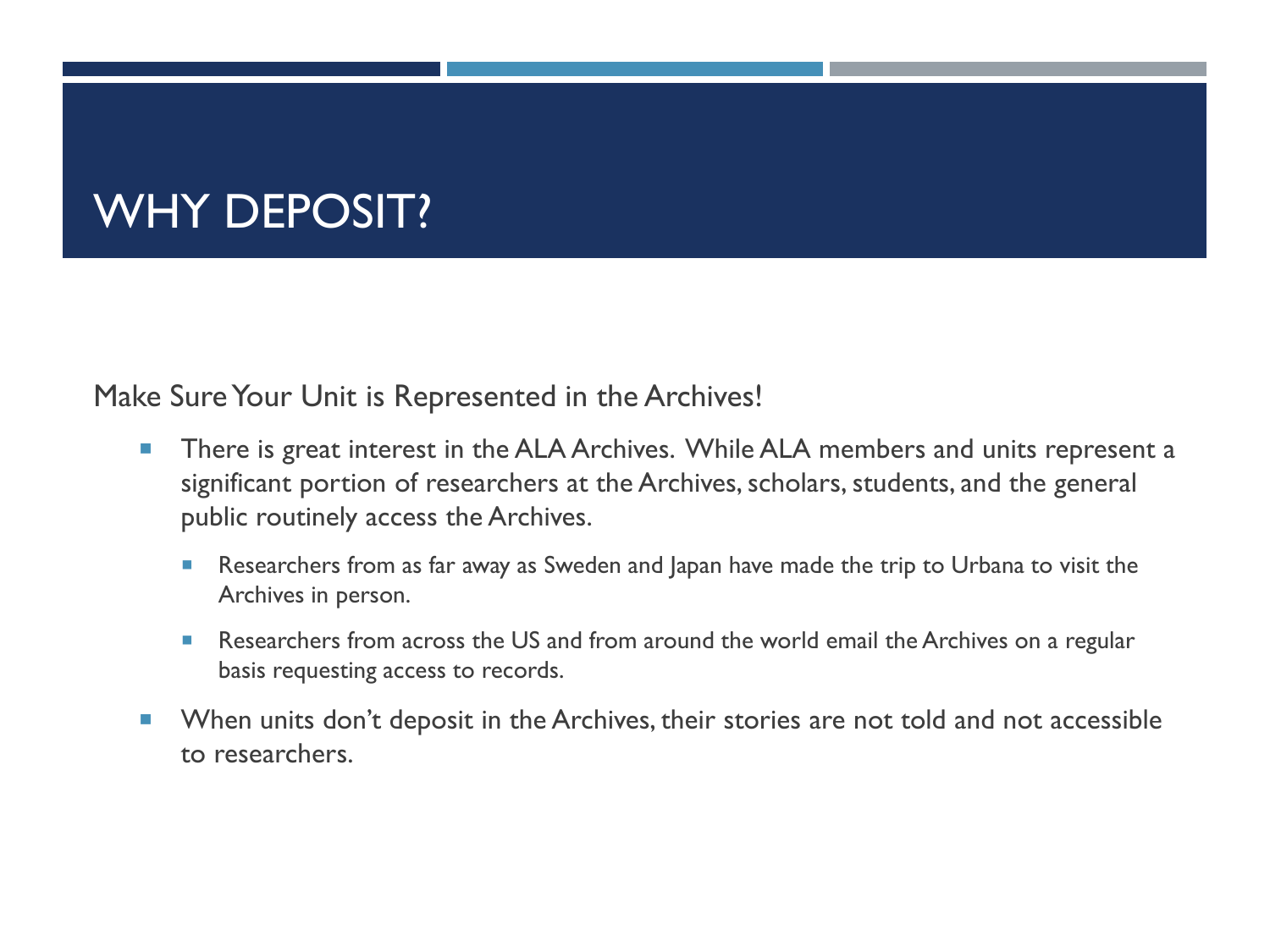# WHY DEPOSIT?

Make Sure Your Unit is Represented in the Archives!

- There is great interest in the ALA Archives. While ALA members and units represent a significant portion of researchers at the Archives, scholars, students, and the general public routinely access the Archives.
  - Researchers from as far away as Sweden and Japan have made the trip to Urbana to visit the Archives in person.
  - Researchers from across the US and from around the world email the Archives on a regular basis requesting access to records.
- When units don't deposit in the Archives, their stories are not told and not accessible to researchers.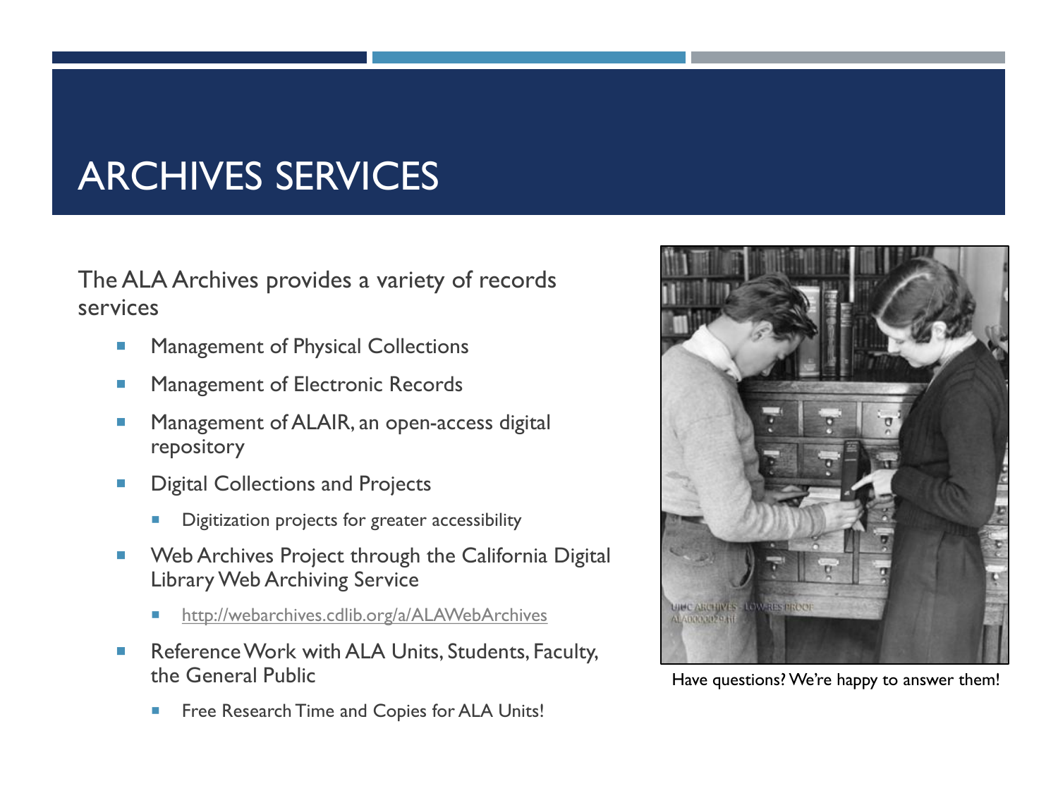# ARCHIVES SERVICES

The ALA Archives provides a variety of records services

- Management of Physical Collections
- Management of Electronic Records
- Management of ALAIR, an open-access digital repository
- Digital Collections and Projects
  - Digitization projects for greater accessibility
- Web Archives Project through the California Digital Library Web Archiving Service
  - http://webarchives.cdlib.org/a/ALAWebArchives
- Reference Work with ALA Units, Students, Faculty, the General Public
  - Free Research Time and Copies for ALA Units!

Have questions? We're happy to answer them!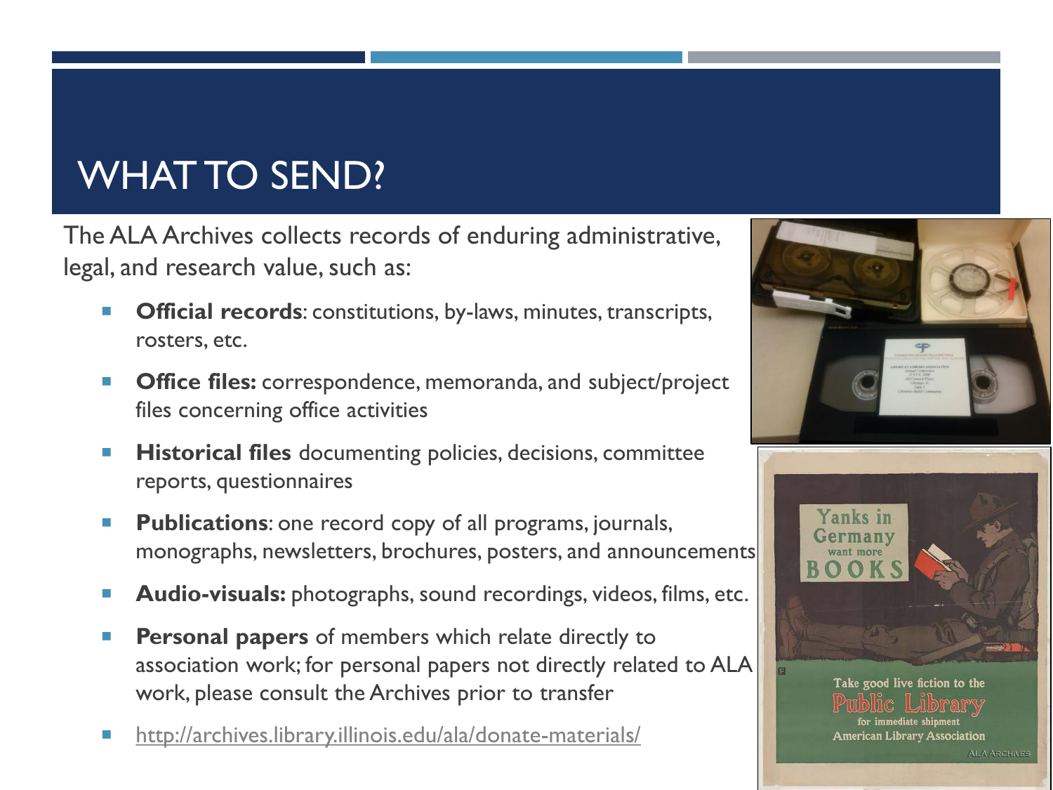# WHAT TO SEND?

The ALA Archives collects records of enduring administrative, legal, and research value, such as:

- **Official records**: constitutions, by-laws, minutes, transcripts, rosters, etc.
- **Office files:** correspondence, memoranda, and subject/project files concerning office activities
- **Historical files** documenting policies, decisions, committee reports, questionnaires
- **Publications**: one record copy of all programs, journals, monographs, newsletters, brochures, posters, and announcements
- **Audio-visuals:** photographs, sound recordings, videos, films, etc.
- **Personal papers** of members which relate directly to association work; for personal papers not directly related to ALA work, please consult the Archives prior to transfer
- http://archives.library.illinois.edu/ala/donate-materials/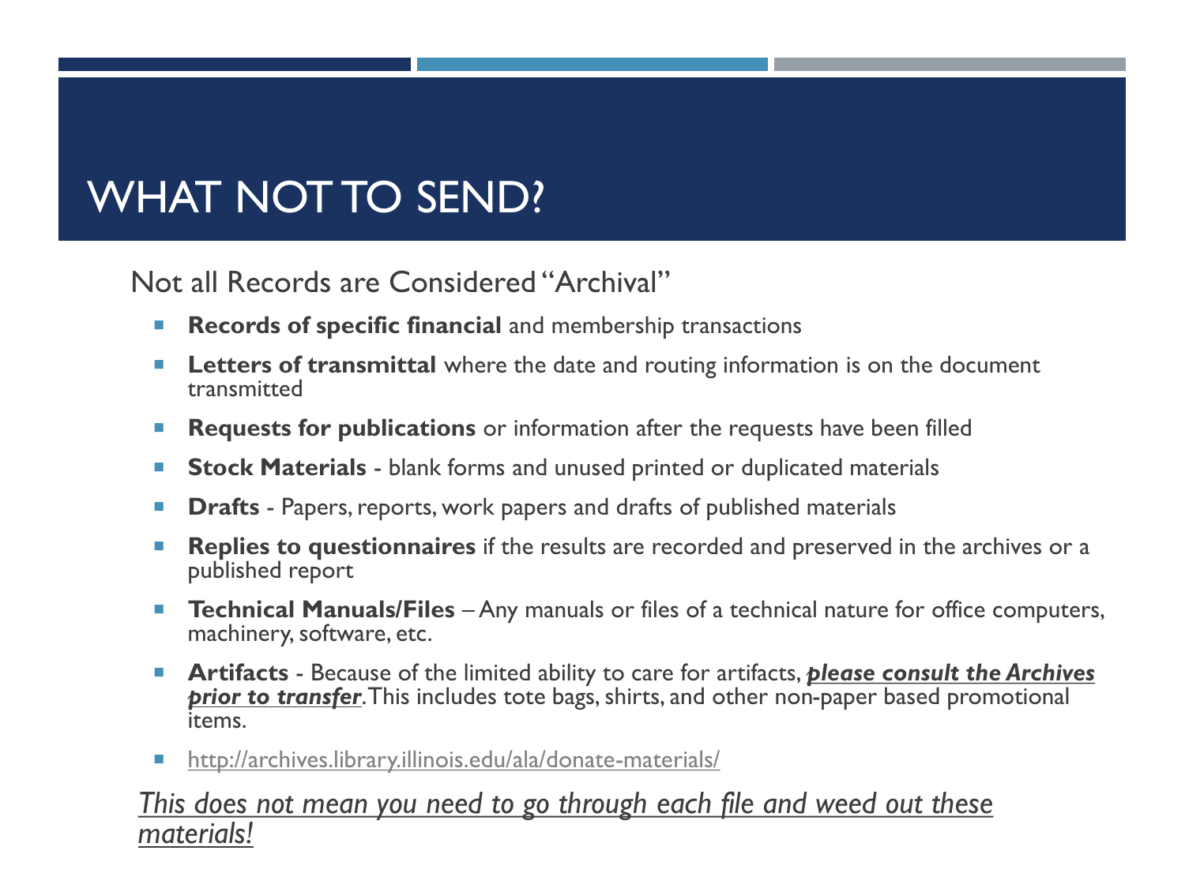# WHAT NOT TO SEND?

Not all Records are Considered "Archival"

- **Records of specific financial** and membership transactions
- **Letters of transmittal** where the date and routing information is on the document transmitted
- **Requests for publications** or information after the requests have been filled
- **Stock Materials** - blank forms and unused printed or duplicated materials
- **Drafts** - Papers, reports, work papers and drafts of published materials
- **Replies to questionnaires** if the results are recorded and preserved in the archives or a published report
- **Technical Manuals/Files** – Any manuals or files of a technical nature for office computers, machinery, software, etc.
- **Artifacts** - Because of the limited ability to care for artifacts, ***please consult the Archives prior to transfer***. This includes tote bags, shirts, and other non-paper based promotional items.
- http://archives.library.illinois.edu/ala/donate-materials/

*This does not mean you need to go through each file and weed out these materials!*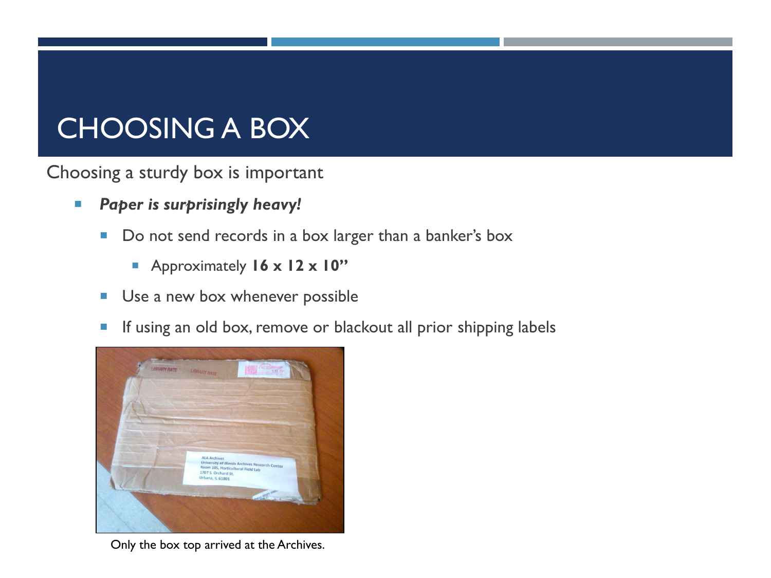# CHOOSING A BOX

Choosing a sturdy box is important

- ***Paper is surprisingly heavy!***
  - Do not send records in a box larger than a banker's box
    - Approximately **16 x 12 x 10"**
  - Use a new box whenever possible
  - If using an old box, remove or blackout all prior shipping labels

Only the box top arrived at the Archives.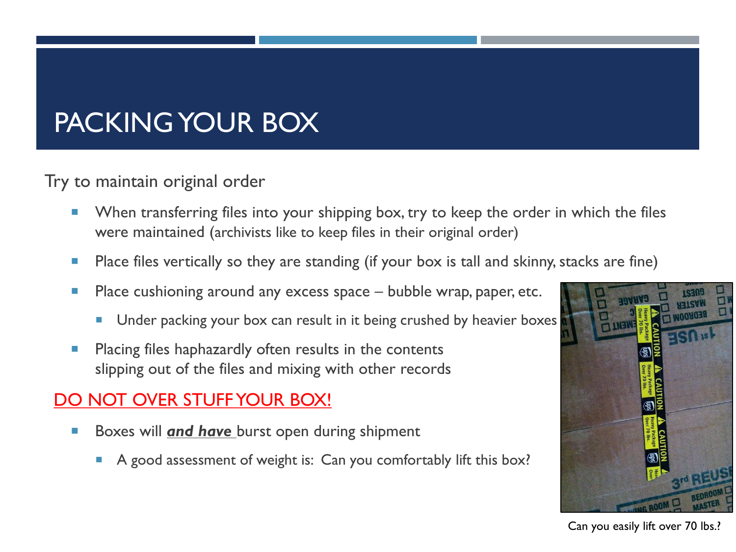# PACKING YOUR BOX

Try to maintain original order

- When transferring files into your shipping box, try to keep the order in which the files were maintained (archivists like to keep files in their original order)
- Place files vertically so they are standing (if your box is tall and skinny, stacks are fine)
- Place cushioning around any excess space – bubble wrap, paper, etc.
  - Under packing your box can result in it being crushed by heavier boxes
- Placing files haphazardly often results in the contents slipping out of the files and mixing with other records

DO NOT OVER STUFF YOUR BOX!

- Boxes will ***and have*** burst open during shipment
  - A good assessment of weight is: Can you comfortably lift this box?

Can you easily lift over 70 lbs.?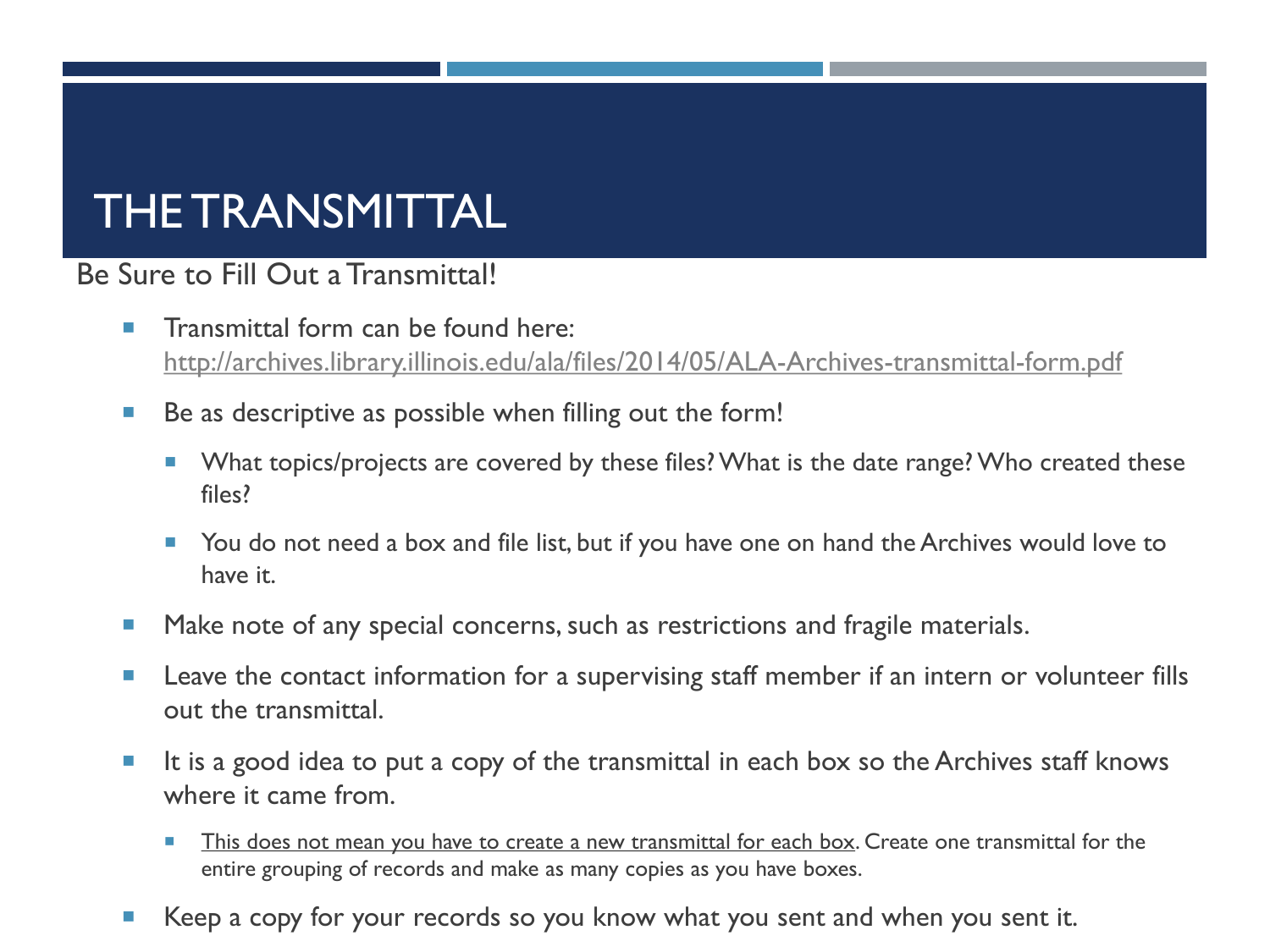# THE TRANSMITTAL

Be Sure to Fill Out a Transmittal!

- Transmittal form can be found here: http://archives.library.illinois.edu/ala/files/2014/05/ALA-Archives-transmittal-form.pdf
- Be as descriptive as possible when filling out the form!
  - What topics/projects are covered by these files? What is the date range? Who created these files?
  - You do not need a box and file list, but if you have one on hand the Archives would love to have it.
- Make note of any special concerns, such as restrictions and fragile materials.
- Leave the contact information for a supervising staff member if an intern or volunteer fills out the transmittal.
- It is a good idea to put a copy of the transmittal in each box so the Archives staff knows where it came from.
  - <u>This does not mean you have to create a new transmittal for each box</u>. Create one transmittal for the entire grouping of records and make as many copies as you have boxes.
- Keep a copy for your records so you know what you sent and when you sent it.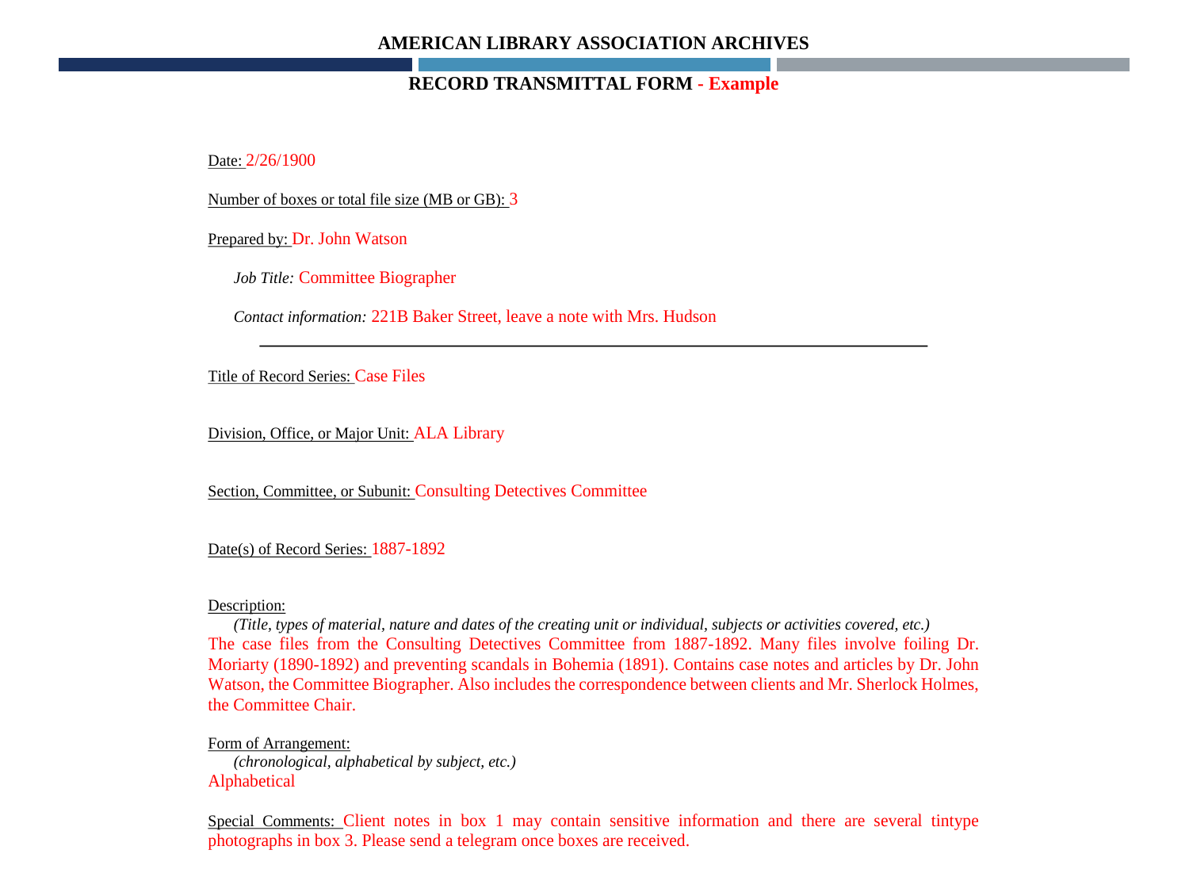**AMERICAN LIBRARY ASSOCIATION ARCHIVES**

**RECORD TRANSMITTAL FORM - Example**

Date: 2/26/1900

Number of boxes or total file size (MB or GB): 3

Prepared by: Dr. John Watson

*Job Title:* Committee Biographer

*Contact information:* 221B Baker Street, leave a note with Mrs. Hudson

---

Title of Record Series: Case Files

Division, Office, or Major Unit: ALA Library

Section, Committee, or Subunit: Consulting Detectives Committee

Date(s) of Record Series: 1887-1892

Description:

*(Title, types of material, nature and dates of the creating unit or individual, subjects or activities covered, etc.)*

The case files from the Consulting Detectives Committee from 1887-1892. Many files involve foiling Dr. Moriarty (1890-1892) and preventing scandals in Bohemia (1891). Contains case notes and articles by Dr. John Watson, the Committee Biographer. Also includes the correspondence between clients and Mr. Sherlock Holmes, the Committee Chair.

Form of Arrangement:

*(chronological, alphabetical by subject, etc.)*

Alphabetical

Special Comments: Client notes in box 1 may contain sensitive information and there are several tintype photographs in box 3. Please send a telegram once boxes are received.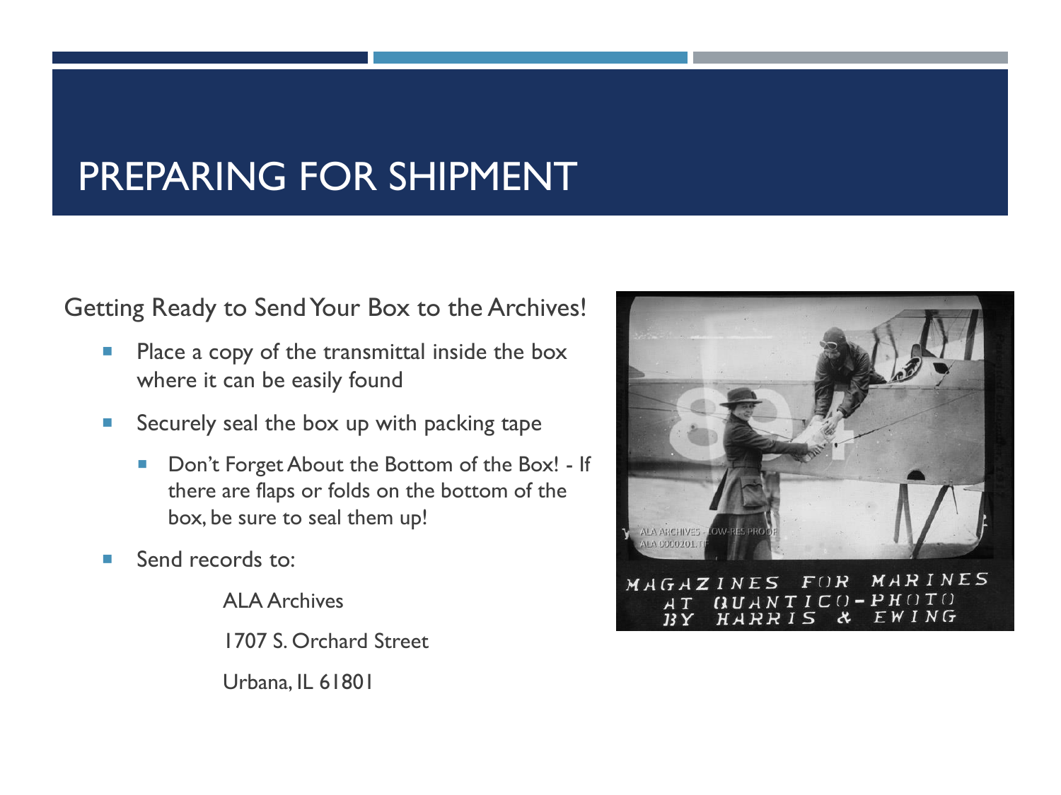# PREPARING FOR SHIPMENT

Getting Ready to Send Your Box to the Archives!

- Place a copy of the transmittal inside the box where it can be easily found
- Securely seal the box up with packing tape
  - Don't Forget About the Bottom of the Box! - If there are flaps or folds on the bottom of the box, be sure to seal them up!
- Send records to:

  ALA Archives

  1707 S. Orchard Street

  Urbana, IL 61801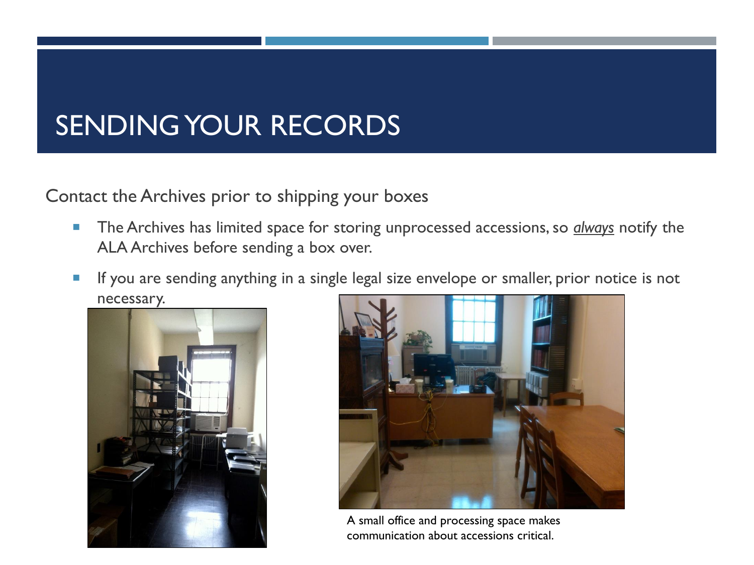# SENDING YOUR RECORDS

Contact the Archives prior to shipping your boxes

- The Archives has limited space for storing unprocessed accessions, so ***always*** notify the ALA Archives before sending a box over.
- If you are sending anything in a single legal size envelope or smaller, prior notice is not necessary.

A small office and processing space makes communication about accessions critical.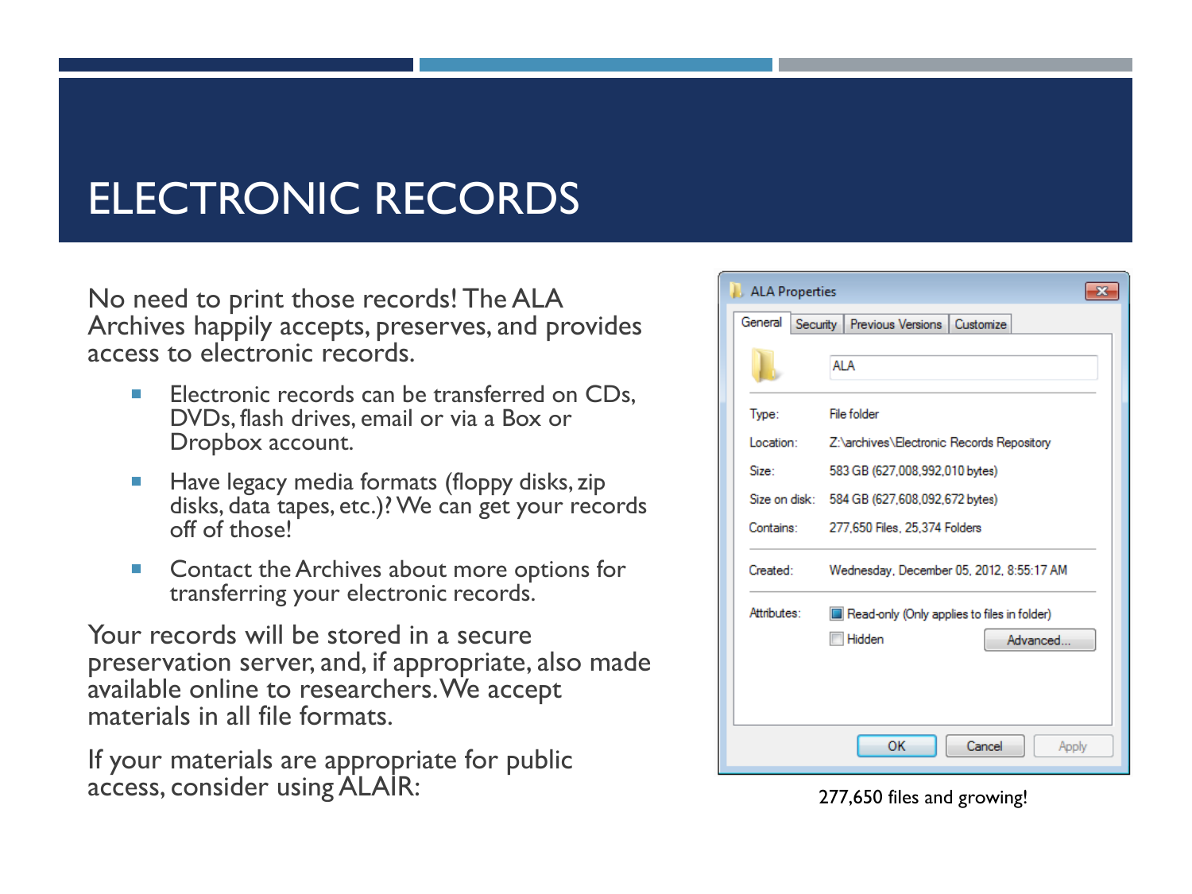# ELECTRONIC RECORDS

No need to print those records! The ALA Archives happily accepts, preserves, and provides access to electronic records.

- Electronic records can be transferred on CDs, DVDs, flash drives, email or via a Box or Dropbox account.
- Have legacy media formats (floppy disks, zip disks, data tapes, etc.)? We can get your records off of those!
- Contact the Archives about more options for transferring your electronic records.

Your records will be stored in a secure preservation server, and, if appropriate, also made available online to researchers. We accept materials in all file formats.

If your materials are appropriate for public access, consider using ALAIR:

ALA Properties

General | Security | Previous Versions | Customize

ALA

Type: File folder

Location: Z:\archives\Electronic Records Repository

Size: 583 GB (627,008,992,010 bytes)

Size on disk: 584 GB (627,608,092,672 bytes)

Contains: 277,650 Files, 25,374 Folders

Created: Wednesday, December 05, 2012, 8:55:17 AM

Attributes: Read-only (Only applies to files in folder) | Hidden | Advanced...

OK | Cancel | Apply

277,650 files and growing!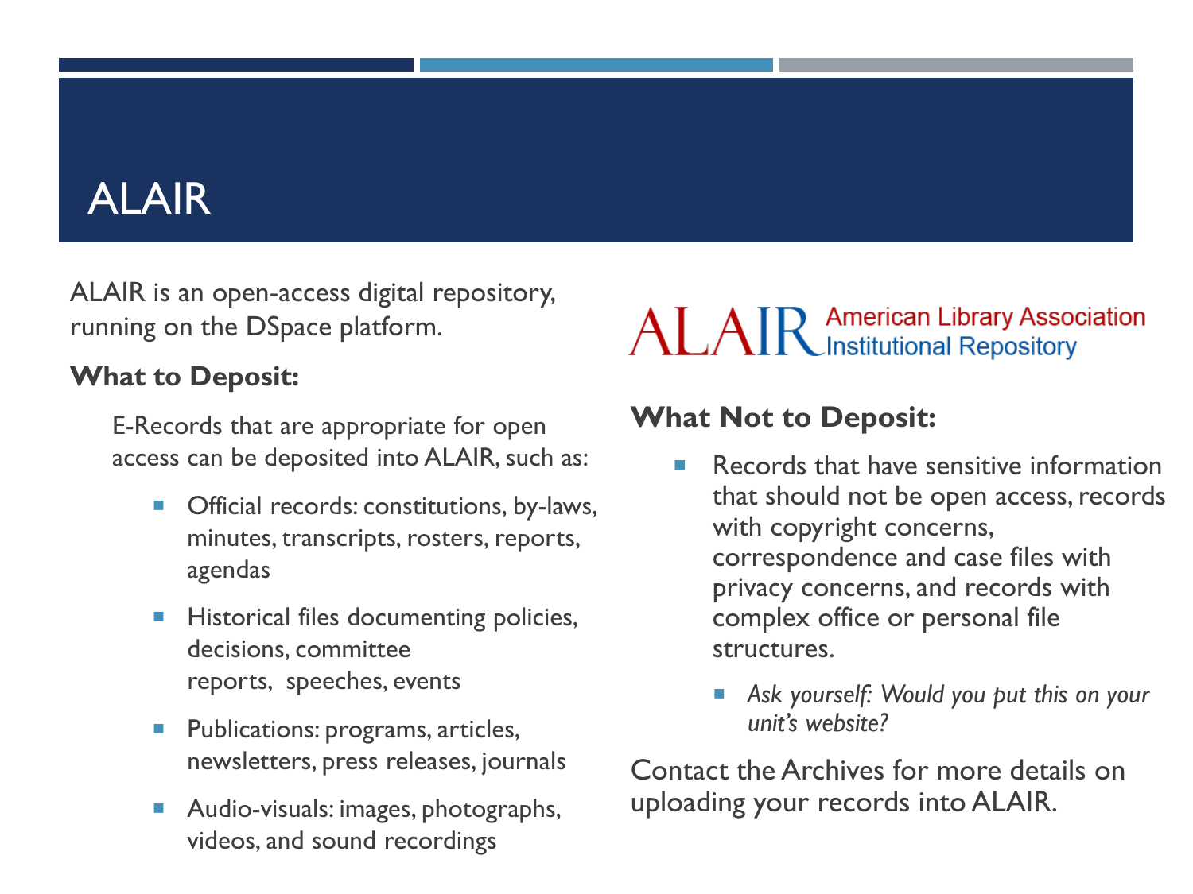# ALAIR

ALAIR is an open-access digital repository, running on the DSpace platform.

ALAIR American Library Association Institutional Repository

**What to Deposit:**

E-Records that are appropriate for open access can be deposited into ALAIR, such as:

- Official records: constitutions, by-laws, minutes, transcripts, rosters, reports, agendas
- Historical files documenting policies, decisions, committee reports, speeches, events
- Publications: programs, articles, newsletters, press releases, journals
- Audio-visuals: images, photographs, videos, and sound recordings

**What Not to Deposit:**

- Records that have sensitive information that should not be open access, records with copyright concerns, correspondence and case files with privacy concerns, and records with complex office or personal file structures.
  - *Ask yourself: Would you put this on your unit's website?*

Contact the Archives for more details on uploading your records into ALAIR.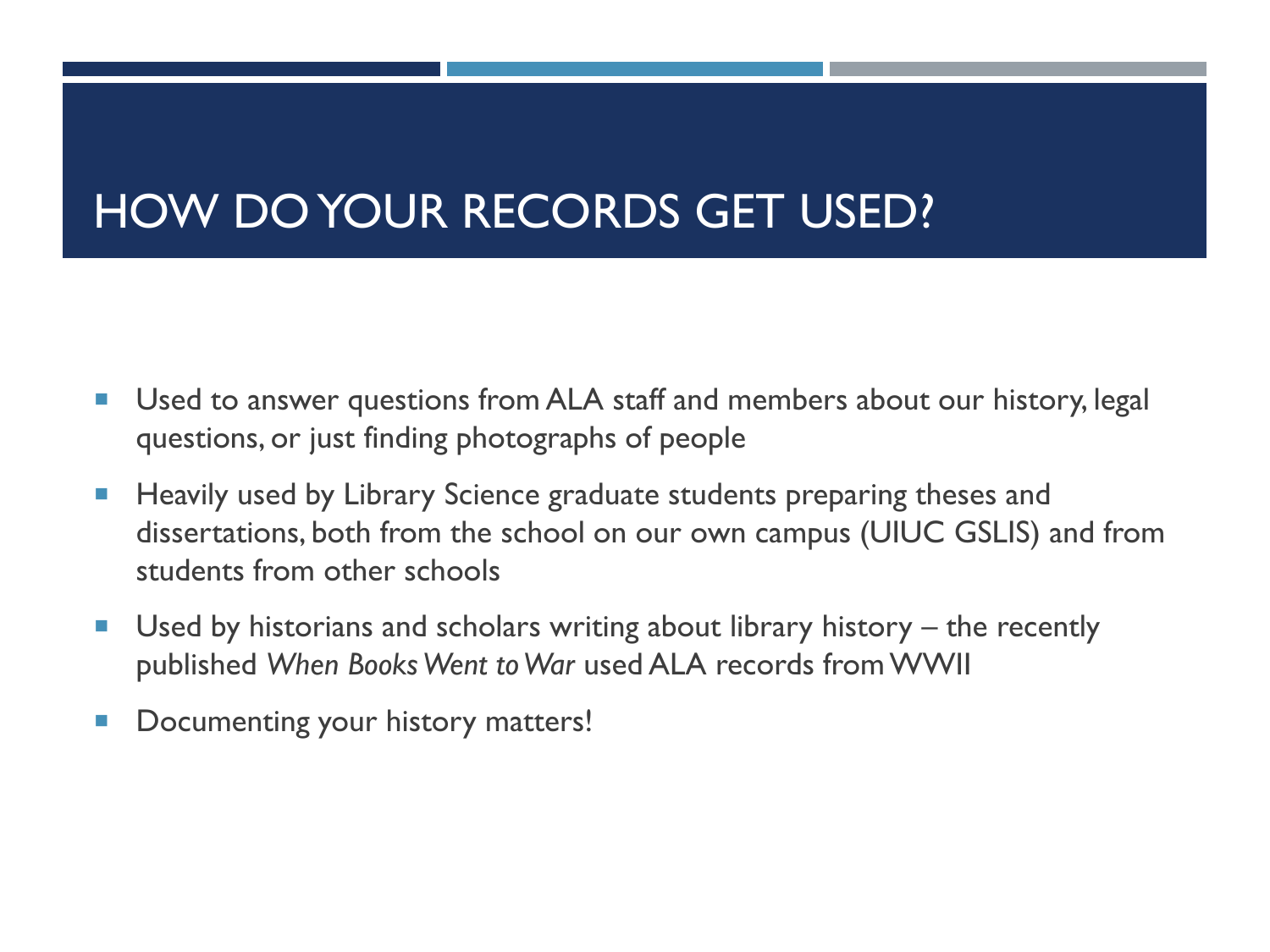# HOW DO YOUR RECORDS GET USED?

- Used to answer questions from ALA staff and members about our history, legal questions, or just finding photographs of people
- Heavily used by Library Science graduate students preparing theses and dissertations, both from the school on our own campus (UIUC GSLIS) and from students from other schools
- Used by historians and scholars writing about library history – the recently published *When Books Went to War* used ALA records from WWII
- Documenting your history matters!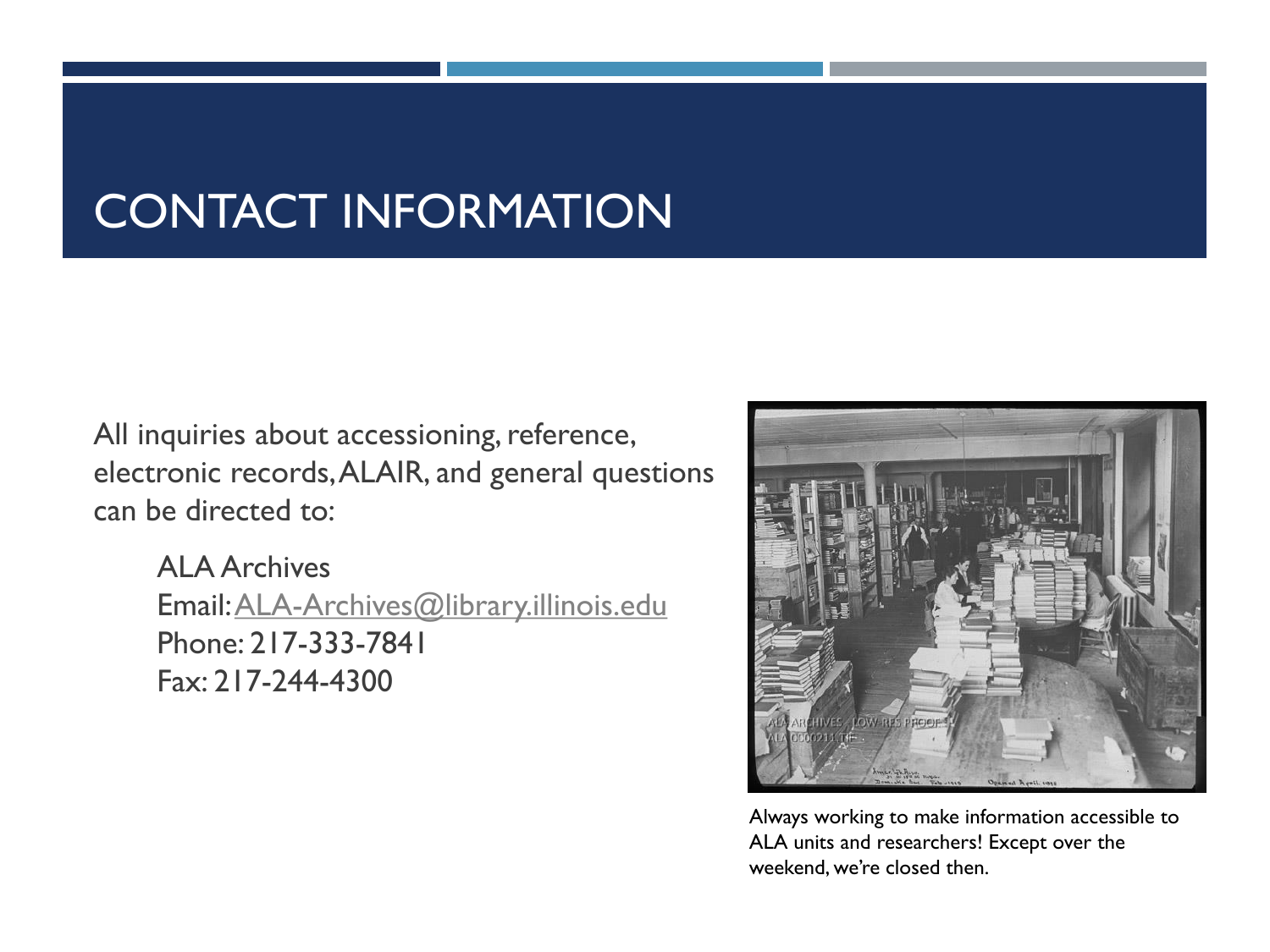# CONTACT INFORMATION

All inquiries about accessioning, reference, electronic records, ALAIR, and general questions can be directed to:

ALA Archives
Email: ALA-Archives@library.illinois.edu
Phone: 217-333-7841
Fax: 217-244-4300

Always working to make information accessible to ALA units and researchers! Except over the weekend, we're closed then.